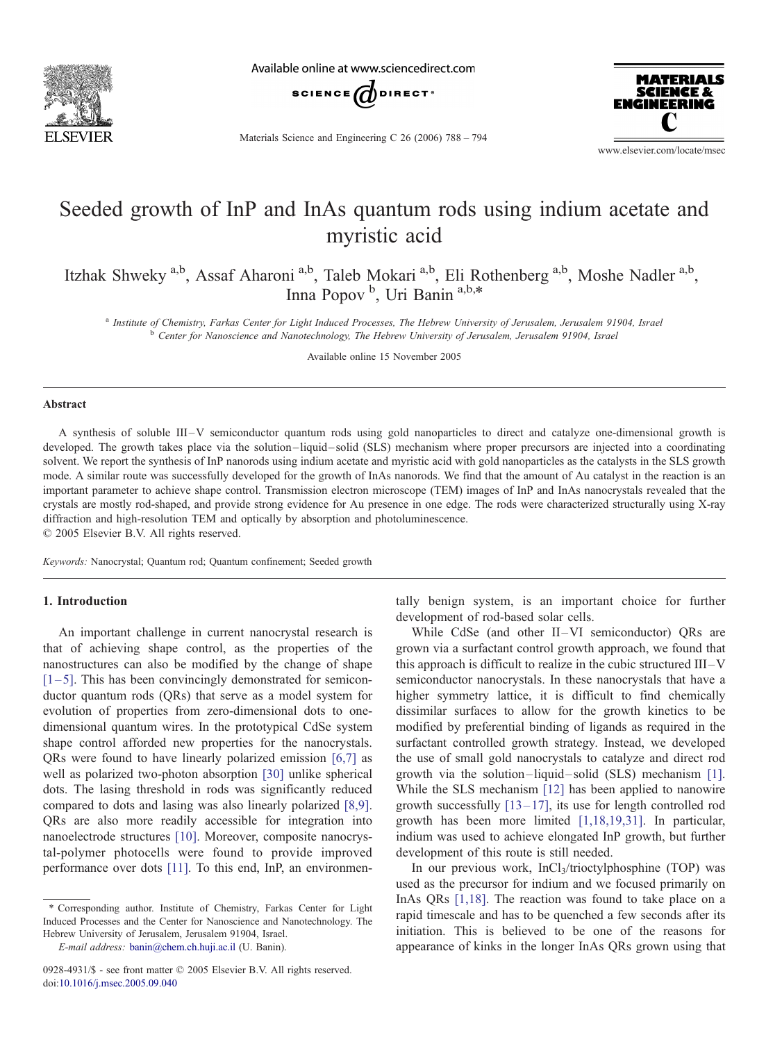# Seeded growth of InP and InAs quantum rods using indium acetate and myristic acid

Itzhak Shweky [a,b], Assaf Aharoni [a,b], Taleb Mokari [a,b], Eli Rothenberg [a,b], Moshe Nadler [a,b], Inna Popov [b], Uri Banin [a,b,*]

[a] *Institute of Chemistry, Farkas Center for Light Induced Processes, The Hebrew University of Jerusalem, Jerusalem 91904, Israel*
[b] *Center for Nanoscience and Nanotechnology, The Hebrew University of Jerusalem, Jerusalem 91904, Israel*

Available online 15 November 2005

## Abstract

A synthesis of soluble III–V semiconductor quantum rods using gold nanoparticles to direct and catalyze one-dimensional growth is developed. The growth takes place via the solution–liquid–solid (SLS) mechanism where proper precursors are injected into a coordinating solvent. We report the synthesis of InP nanorods using indium acetate and myristic acid with gold nanoparticles as the catalysts in the SLS growth mode. A similar route was successfully developed for the growth of InAs nanorods. We find that the amount of Au catalyst in the reaction is an important parameter to achieve shape control. Transmission electron microscope (TEM) images of InP and InAs nanocrystals revealed that the crystals are mostly rod-shaped, and provide strong evidence for Au presence in one edge. The rods were characterized structurally using X-ray diffraction and high-resolution TEM and optically by absorption and photoluminescence.
© 2005 Elsevier B.V. All rights reserved.

*Keywords:* Nanocrystal; Quantum rod; Quantum confinement; Seeded growth

## 1. Introduction

An important challenge in current nanocrystal research is that of achieving shape control, as the properties of the nanostructures can also be modified by the change of shape [1–5]. This has been convincingly demonstrated for semiconductor quantum rods (QRs) that serve as a model system for evolution of properties from zero-dimensional dots to one-dimensional quantum wires. In the prototypical CdSe system shape control afforded new properties for the nanocrystals. QRs were found to have linearly polarized emission [6,7] as well as polarized two-photon absorption [30] unlike spherical dots. The lasing threshold in rods was significantly reduced compared to dots and lasing was also linearly polarized [8,9]. QRs are also more readily accessible for integration into nanoelectrode structures [10]. Moreover, composite nanocrystal-polymer photocells were found to provide improved performance over dots [11]. To this end, InP, an environmentally benign system, is an important choice for further development of rod-based solar cells.

While CdSe (and other II–VI semiconductor) QRs are grown via a surfactant control growth approach, we found that this approach is difficult to realize in the cubic structured III–V semiconductor nanocrystals. In these nanocrystals that have a higher symmetry lattice, it is difficult to find chemically dissimilar surfaces to allow for the growth kinetics to be modified by preferential binding of ligands as required in the surfactant controlled growth strategy. Instead, we developed the use of small gold nanocrystals to catalyze and direct rod growth via the solution–liquid–solid (SLS) mechanism [1]. While the SLS mechanism [12] has been applied to nanowire growth successfully [13–17], its use for length controlled rod growth has been more limited [1,18,19,31]. In particular, indium was used to achieve elongated InP growth, but further development of this route is still needed.

In our previous work, $InCl_3$/trioctylphosphine (TOP) was used as the precursor for indium and we focused primarily on InAs QRs [1,18]. The reaction was found to take place on a rapid timescale and has to be quenched a few seconds after its initiation. This is believed to be one of the reasons for appearance of kinks in the longer InAs QRs grown using that

* Corresponding author. Institute of Chemistry, Farkas Center for Light Induced Processes and the Center for Nanoscience and Nanotechnology. The Hebrew University of Jerusalem, Jerusalem 91904, Israel.
*E-mail address:* banin@chem.ch.huji.ac.il (U. Banin).

0928-4931/$ - see front matter © 2005 Elsevier B.V. All rights reserved.
doi:10.1016/j.msec.2005.09.040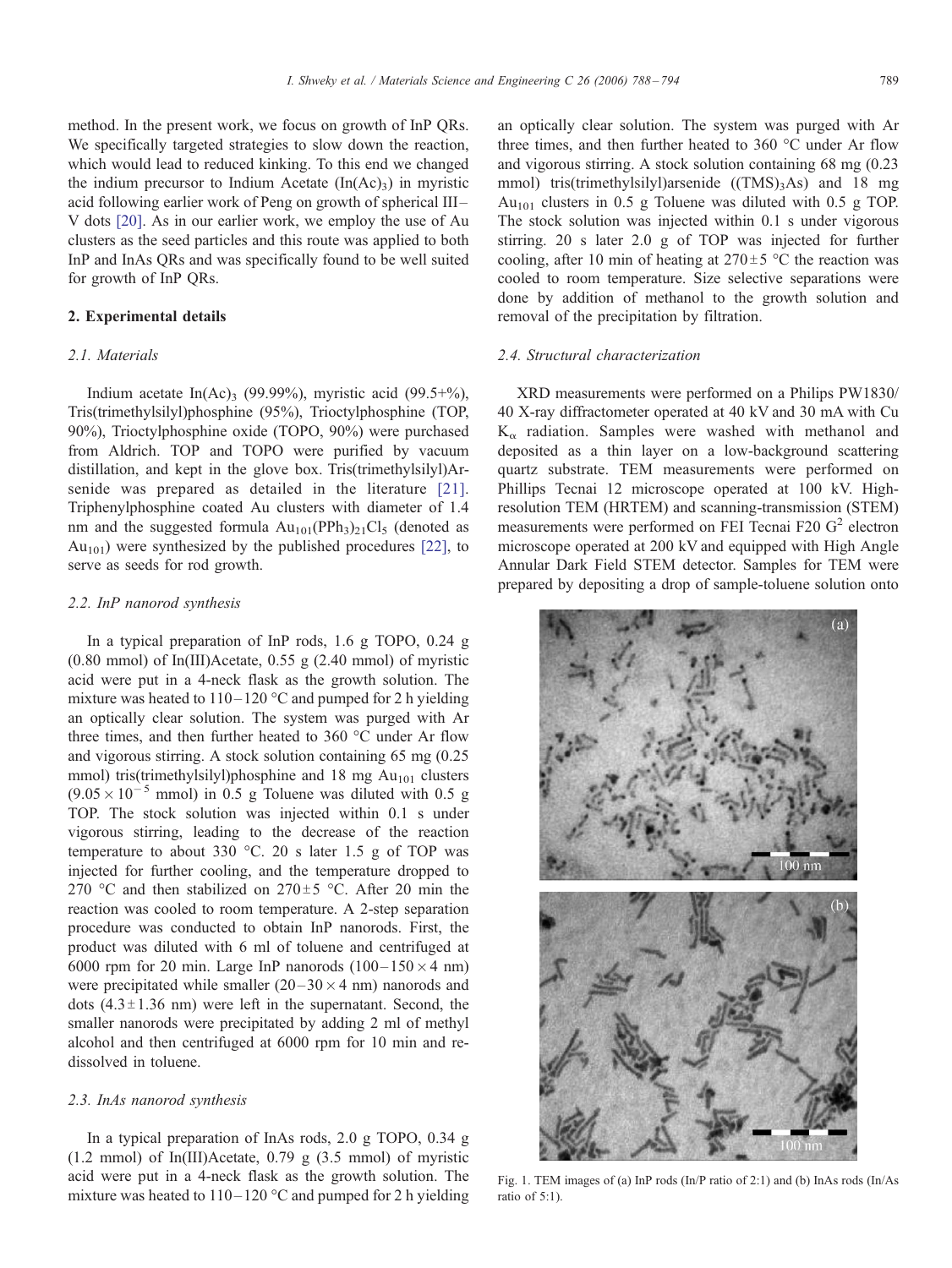method. In the present work, we focus on growth of InP QRs. We specifically targeted strategies to slow down the reaction, which would lead to reduced kinking. To this end we changed the indium precursor to Indium Acetate ($In(Ac)_3$) in myristic acid following earlier work of Peng on growth of spherical III–V dots [20]. As in our earlier work, we employ the use of Au clusters as the seed particles and this route was applied to both InP and InAs QRs and was specifically found to be well suited for growth of InP QRs.

## 2. Experimental details

### 2.1. Materials

Indium acetate $In(Ac)_3$ (99.99%), myristic acid (99.5+%), Tris(trimethylsilyl)phosphine (95%), Trioctylphosphine (TOP, 90%), Trioctylphosphine oxide (TOPO, 90%) were purchased from Aldrich. TOP and TOPO were purified by vacuum distillation, and kept in the glove box. Tris(trimethylsilyl)Arsenide was prepared as detailed in the literature [21]. Triphenylphosphine coated Au clusters with diameter of 1.4 nm and the suggested formula $Au_{101}(PPh_3)_{21}Cl_5$ (denoted as $Au_{101}$) were synthesized by the published procedures [22], to serve as seeds for rod growth.

### 2.2. InP nanorod synthesis

In a typical preparation of InP rods, 1.6 g TOPO, 0.24 g (0.80 mmol) of In(III)Acetate, 0.55 g (2.40 mmol) of myristic acid were put in a 4-neck flask as the growth solution. The mixture was heated to 110–120 °C and pumped for 2 h yielding an optically clear solution. The system was purged with Ar three times, and then further heated to 360 °C under Ar flow and vigorous stirring. A stock solution containing 65 mg (0.25 mmol) tris(trimethylsilyl)phosphine and 18 mg $Au_{101}$ clusters ($9.05 \times 10^{-5}$ mmol) in 0.5 g Toluene was diluted with 0.5 g TOP. The stock solution was injected within 0.1 s under vigorous stirring, leading to the decrease of the reaction temperature to about 330 °C. 20 s later 1.5 g of TOP was injected for further cooling, and the temperature dropped to 270 °C and then stabilized on 270 ± 5 °C. After 20 min the reaction was cooled to room temperature. A 2-step separation procedure was conducted to obtain InP nanorods. First, the product was diluted with 6 ml of toluene and centrifuged at 6000 rpm for 20 min. Large InP nanorods ($100–150 \times 4$ nm) were precipitated while smaller ($20–30 \times 4$ nm) nanorods and dots (4.3 ± 1.36 nm) were left in the supernatant. Second, the smaller nanorods were precipitated by adding 2 ml of methyl alcohol and then centrifuged at 6000 rpm for 10 min and re-dissolved in toluene.

### 2.3. InAs nanorod synthesis

In a typical preparation of InAs rods, 2.0 g TOPO, 0.34 g (1.2 mmol) of In(III)Acetate, 0.79 g (3.5 mmol) of myristic acid were put in a 4-neck flask as the growth solution. The mixture was heated to 110–120 °C and pumped for 2 h yielding an optically clear solution. The system was purged with Ar three times, and then further heated to 360 °C under Ar flow and vigorous stirring. A stock solution containing 68 mg (0.23 mmol) tris(trimethylsilyl)arsenide ($(TMS)_3As$) and 18 mg $Au_{101}$ clusters in 0.5 g Toluene was diluted with 0.5 g TOP. The stock solution was injected within 0.1 s under vigorous stirring. 20 s later 2.0 g of TOP was injected for further cooling, after 10 min of heating at 270 ± 5 °C the reaction was cooled to room temperature. Size selective separations were done by addition of methanol to the growth solution and removal of the precipitation by filtration.

### 2.4. Structural characterization

XRD measurements were performed on a Philips PW1830/40 X-ray diffractometer operated at 40 kV and 30 mA with Cu $K_\alpha$ radiation. Samples were washed with methanol and deposited as a thin layer on a low-background scattering quartz substrate. TEM measurements were performed on Phillips Tecnai 12 microscope operated at 100 kV. High-resolution TEM (HRTEM) and scanning-transmission (STEM) measurements were performed on FEI Tecnai F20 $G^2$ electron microscope operated at 200 kV and equipped with High Angle Annular Dark Field STEM detector. Samples for TEM were prepared by depositing a drop of sample-toluene solution onto

Fig. 1. TEM images of (a) InP rods (In/P ratio of 2:1) and (b) InAs rods (In/As ratio of 5:1).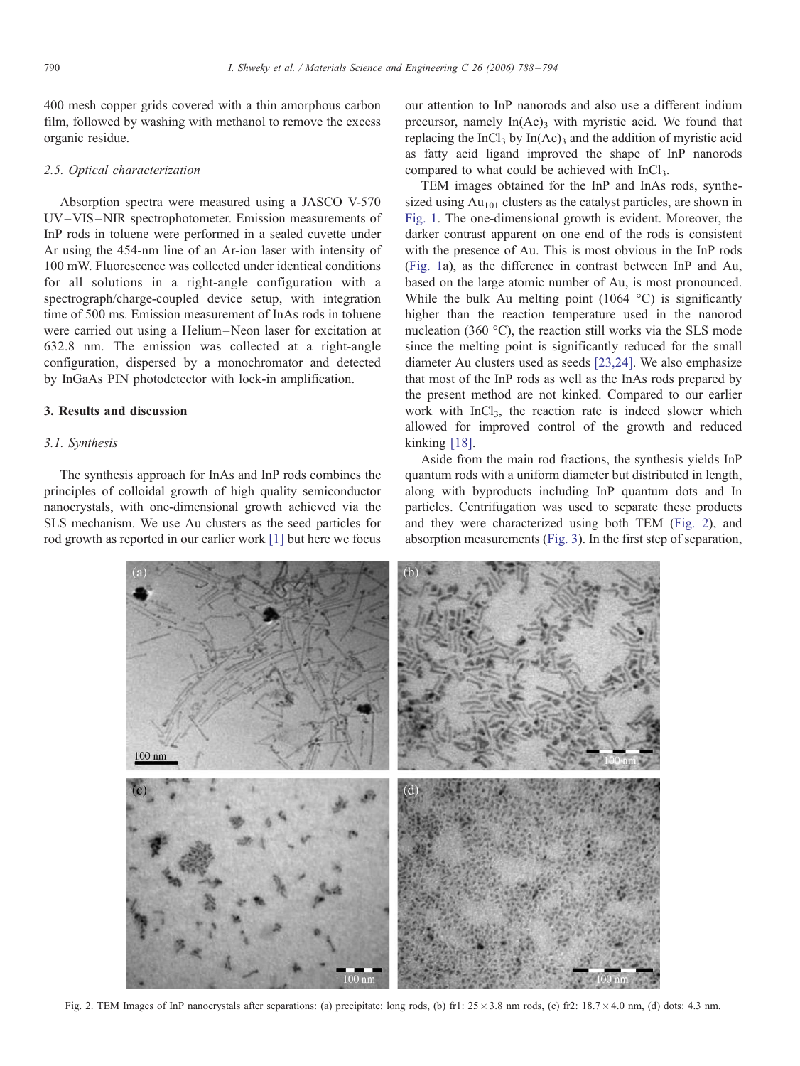400 mesh copper grids covered with a thin amorphous carbon film, followed by washing with methanol to remove the excess organic residue.

### 2.5. Optical characterization

Absorption spectra were measured using a JASCO V-570 UV–VIS–NIR spectrophotometer. Emission measurements of InP rods in toluene were performed in a sealed cuvette under Ar using the 454-nm line of an Ar-ion laser with intensity of 100 mW. Fluorescence was collected under identical conditions for all solutions in a right-angle configuration with a spectrograph/charge-coupled device setup, with integration time of 500 ms. Emission measurement of InAs rods in toluene were carried out using a Helium–Neon laser for excitation at 632.8 nm. The emission was collected at a right-angle configuration, dispersed by a monochromator and detected by InGaAs PIN photodetector with lock-in amplification.

## 3. Results and discussion

### 3.1. Synthesis

The synthesis approach for InAs and InP rods combines the principles of colloidal growth of high quality semiconductor nanocrystals, with one-dimensional growth achieved via the SLS mechanism. We use Au clusters as the seed particles for rod growth as reported in our earlier work [1] but here we focus our attention to InP nanorods and also use a different indium precursor, namely $In(Ac)_3$ with myristic acid. We found that replacing the $InCl_3$ by $In(Ac)_3$ and the addition of myristic acid as fatty acid ligand improved the shape of InP nanorods compared to what could be achieved with $InCl_3$.

TEM images obtained for the InP and InAs rods, synthesized using $Au_{101}$ clusters as the catalyst particles, are shown in Fig. 1. The one-dimensional growth is evident. Moreover, the darker contrast apparent on one end of the rods is consistent with the presence of Au. This is most obvious in the InP rods (Fig. 1a), as the difference in contrast between InP and Au, based on the large atomic number of Au, is most pronounced. While the bulk Au melting point (1064 °C) is significantly higher than the reaction temperature used in the nanorod nucleation (360 °C), the reaction still works via the SLS mode since the melting point is significantly reduced for the small diameter Au clusters used as seeds [23,24]. We also emphasize that most of the InP rods as well as the InAs rods prepared by the present method are not kinked. Compared to our earlier work with $InCl_3$, the reaction rate is indeed slower which allowed for improved control of the growth and reduced kinking [18].

Aside from the main rod fractions, the synthesis yields InP quantum rods with a uniform diameter but distributed in length, along with byproducts including InP quantum dots and In particles. Centrifugation was used to separate these products and they were characterized using both TEM (Fig. 2), and absorption measurements (Fig. 3). In the first step of separation,

Fig. 2. TEM Images of InP nanocrystals after separations: (a) precipitate: long rods, (b) fr1: $25 \times 3.8$ nm rods, (c) fr2: $18.7 \times 4.0$ nm, (d) dots: 4.3 nm.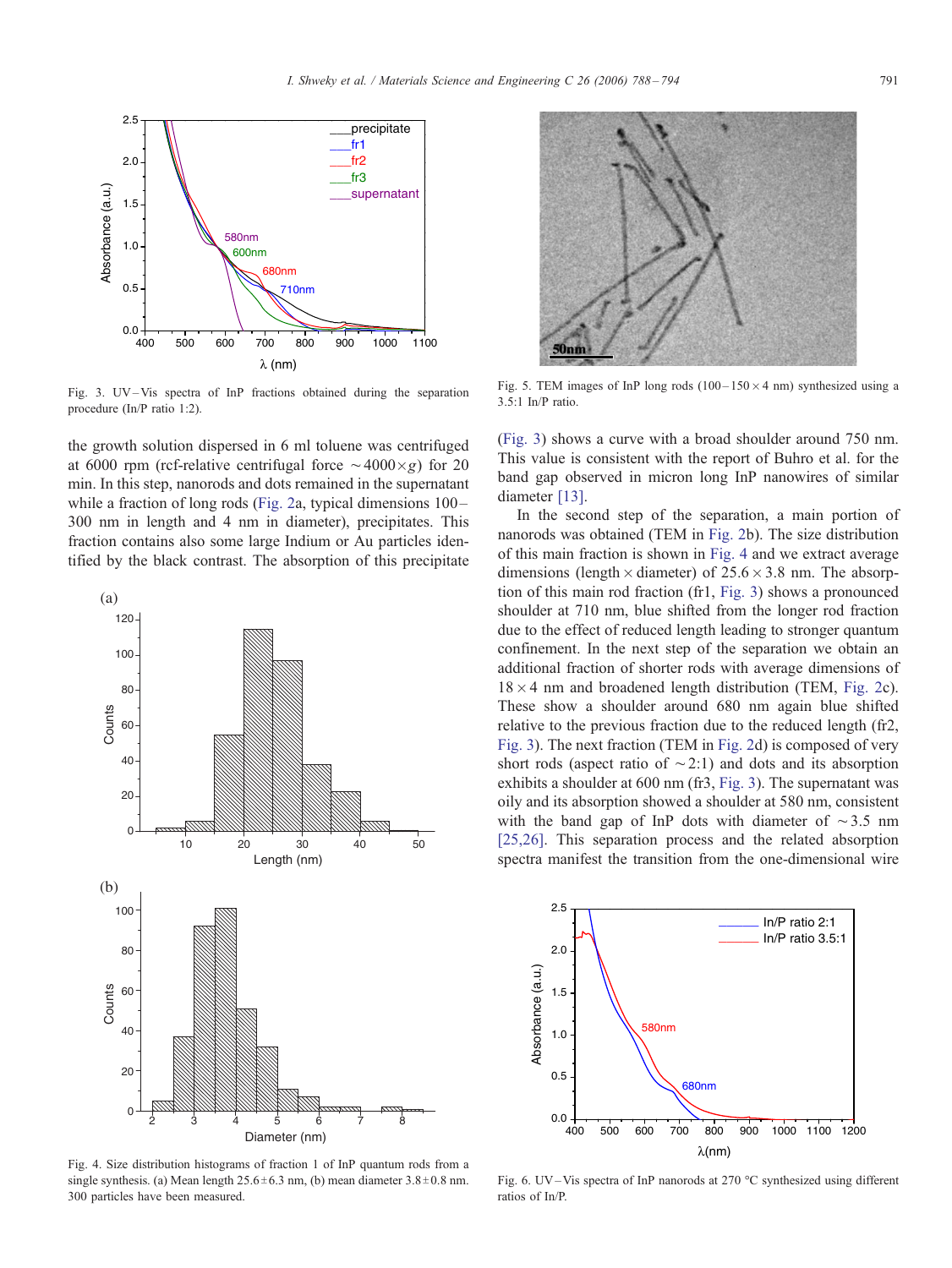Fig. 3. UV–Vis spectra of InP fractions obtained during the separation procedure (In/P ratio 1:2).

the growth solution dispersed in 6 ml toluene was centrifuged at 6000 rpm (rcf-relative centrifugal force $\sim 4000 \times g$) for 20 min. In this step, nanorods and dots remained in the supernatant while a fraction of long rods (Fig. 2a, typical dimensions 100–300 nm in length and 4 nm in diameter), precipitates. This fraction contains also some large Indium or Au particles identified by the black contrast. The absorption of this precipitate (Fig. 3) shows a curve with a broad shoulder around 750 nm. This value is consistent with the report of Buhro et al. for the band gap observed in micron long InP nanowires of similar diameter [13].

In the second step of the separation, a main portion of nanorods was obtained (TEM in Fig. 2b). The size distribution of this main fraction is shown in Fig. 4 and we extract average dimensions (length × diameter) of 25.6 × 3.8 nm. The absorption of this main rod fraction (fr1, Fig. 3) shows a pronounced shoulder at 710 nm, blue shifted from the longer rod fraction due to the effect of reduced length leading to stronger quantum confinement. In the next step of the separation we obtain an additional fraction of shorter rods with average dimensions of 18 × 4 nm and broadened length distribution (TEM, Fig. 2c). These show a shoulder around 680 nm again blue shifted relative to the previous fraction due to the reduced length (fr2, Fig. 3). The next fraction (TEM in Fig. 2d) is composed of very short rods (aspect ratio of ~2:1) and dots and its absorption exhibits a shoulder at 600 nm (fr3, Fig. 3). The supernatant was oily and its absorption showed a shoulder at 580 nm, consistent with the band gap of InP dots with diameter of ~3.5 nm [25,26]. This separation process and the related absorption spectra manifest the transition from the one-dimensional wire

Fig. 4. Size distribution histograms of fraction 1 of InP quantum rods from a single synthesis. (a) Mean length 25.6 ± 6.3 nm, (b) mean diameter 3.8 ± 0.8 nm. 300 particles have been measured.

Fig. 5. TEM images of InP long rods (100–150 × 4 nm) synthesized using a 3.5:1 In/P ratio.

Fig. 6. UV–Vis spectra of InP nanorods at 270 °C synthesized using different ratios of In/P.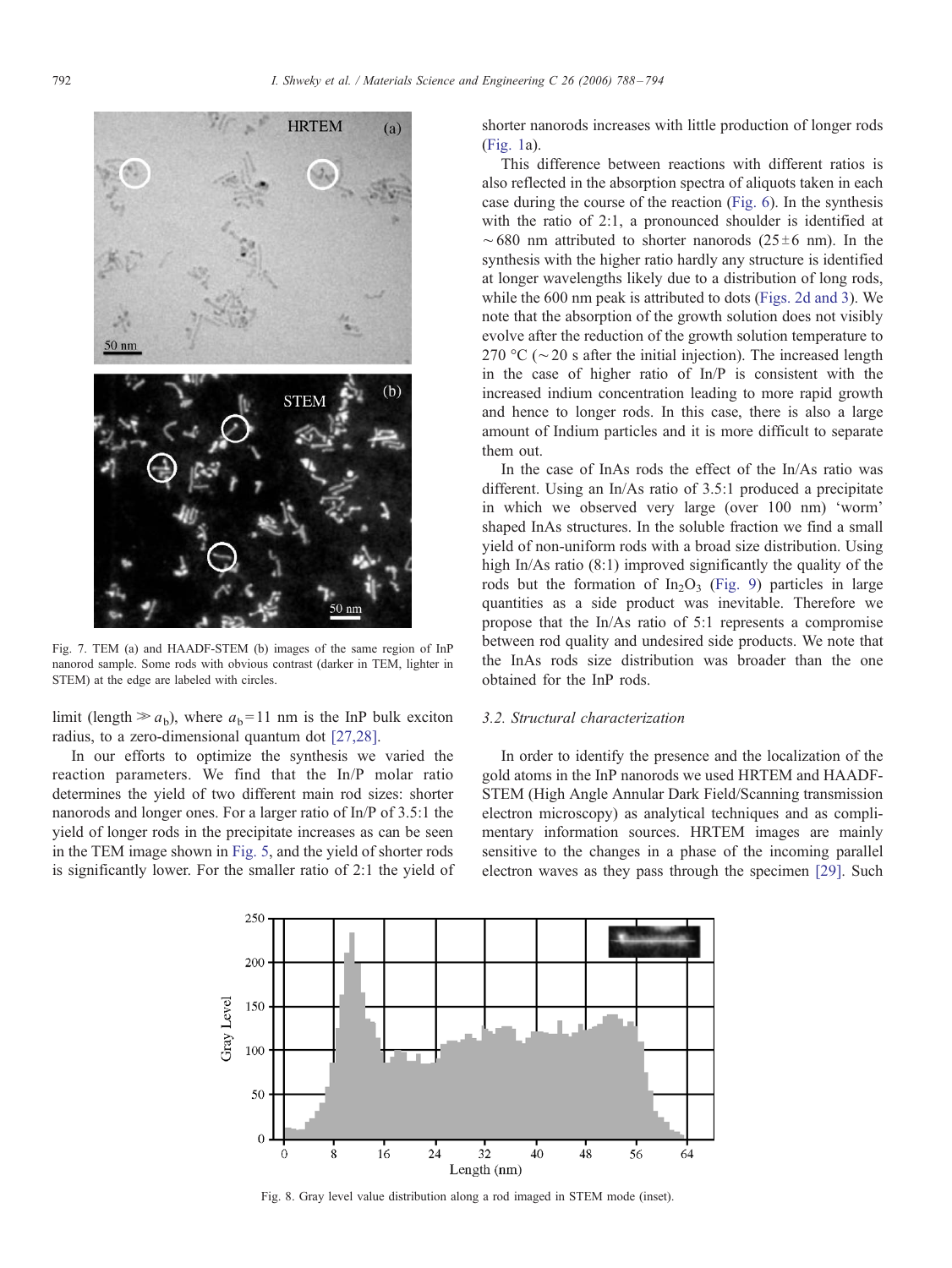Fig. 7. TEM (a) and HAADF-STEM (b) images of the same region of InP nanorod sample. Some rods with obvious contrast (darker in TEM, lighter in STEM) at the edge are labeled with circles.

limit (length $\gg a_b$), where $a_b = 11$ nm is the InP bulk exciton radius, to a zero-dimensional quantum dot [27,28].

In our efforts to optimize the synthesis we varied the reaction parameters. We find that the In/P molar ratio determines the yield of two different main rod sizes: shorter nanorods and longer ones. For a larger ratio of In/P of 3.5:1 the yield of longer rods in the precipitate increases as can be seen in the TEM image shown in Fig. 5, and the yield of shorter rods is significantly lower. For the smaller ratio of 2:1 the yield of shorter nanorods increases with little production of longer rods (Fig. 1a).

This difference between reactions with different ratios is also reflected in the absorption spectra of aliquots taken in each case during the course of the reaction (Fig. 6). In the synthesis with the ratio of 2:1, a pronounced shoulder is identified at ~680 nm attributed to shorter nanorods (25±6 nm). In the synthesis with the higher ratio hardly any structure is identified at longer wavelengths likely due to a distribution of long rods, while the 600 nm peak is attributed to dots (Figs. 2d and 3). We note that the absorption of the growth solution does not visibly evolve after the reduction of the growth solution temperature to 270 °C (~20 s after the initial injection). The increased length in the case of higher ratio of In/P is consistent with the increased indium concentration leading to more rapid growth and hence to longer rods. In this case, there is also a large amount of Indium particles and it is more difficult to separate them out.

In the case of InAs rods the effect of the In/As ratio was different. Using an In/As ratio of 3.5:1 produced a precipitate in which we observed very large (over 100 nm) 'worm' shaped InAs structures. In the soluble fraction we find a small yield of non-uniform rods with a broad size distribution. Using high In/As ratio (8:1) improved significantly the quality of the rods but the formation of $In_2O_3$ (Fig. 9) particles in large quantities as a side product was inevitable. Therefore we propose that the In/As ratio of 5:1 represents a compromise between rod quality and undesired side products. We note that the InAs rods size distribution was broader than the one obtained for the InP rods.

### 3.2. Structural characterization

In order to identify the presence and the localization of the gold atoms in the InP nanorods we used HRTEM and HAADF-STEM (High Angle Annular Dark Field/Scanning transmission electron microscopy) as analytical techniques and as complimentary information sources. HRTEM images are mainly sensitive to the changes in a phase of the incoming parallel electron waves as they pass through the specimen [29]. Such

Fig. 8. Gray level value distribution along a rod imaged in STEM mode (inset).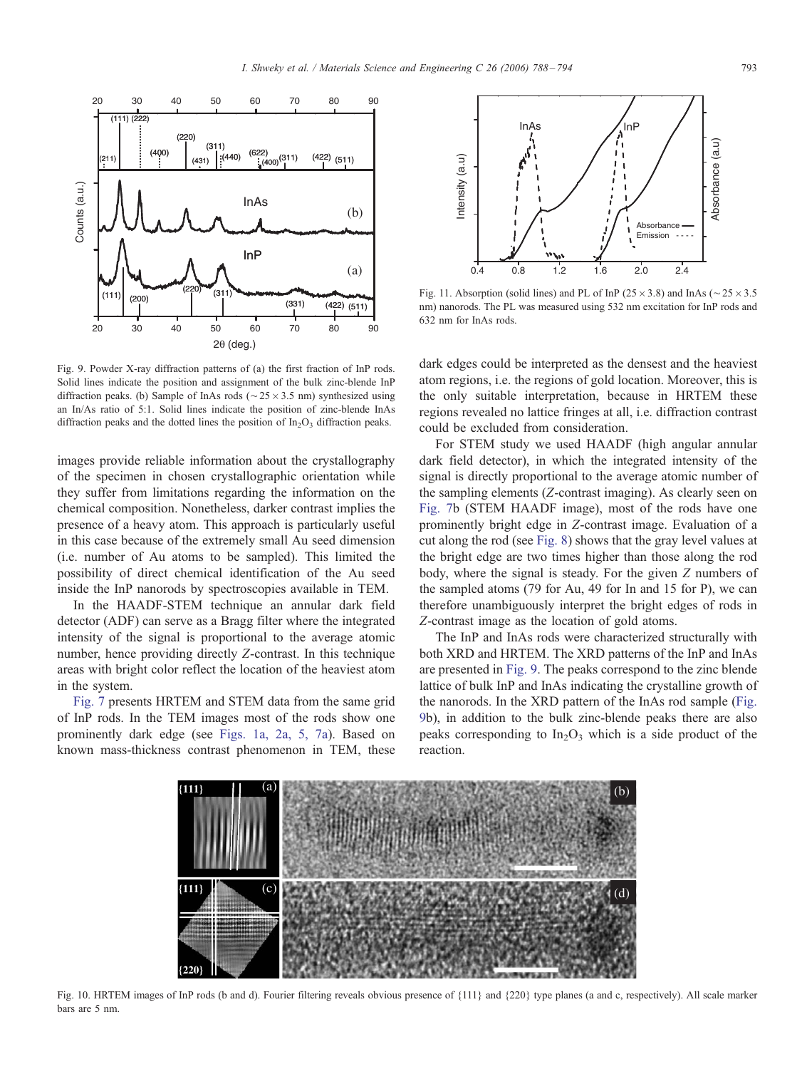Fig. 9. Powder X-ray diffraction patterns of (a) the first fraction of InP rods. Solid lines indicate the position and assignment of the bulk zinc-blende InP diffraction peaks. (b) Sample of InAs rods (~25 × 3.5 nm) synthesized using an In/As ratio of 5:1. Solid lines indicate the position of zinc-blende InAs diffraction peaks and the dotted lines the position of $In_2O_3$ diffraction peaks.

images provide reliable information about the crystallography of the specimen in chosen crystallographic orientation while they suffer from limitations regarding the information on the chemical composition. Nonetheless, darker contrast implies the presence of a heavy atom. This approach is particularly useful in this case because of the extremely small Au seed dimension (i.e. number of Au atoms to be sampled). This limited the possibility of direct chemical identification of the Au seed inside the InP nanorods by spectroscopies available in TEM.

In the HAADF-STEM technique an annular dark field detector (ADF) can serve as a Bragg filter where the integrated intensity of the signal is proportional to the average atomic number, hence providing directly $Z$-contrast. In this technique areas with bright color reflect the location of the heaviest atom in the system.

Fig. 7 presents HRTEM and STEM data from the same grid of InP rods. In the TEM images most of the rods show one prominently dark edge (see Figs. 1a, 2a, 5, 7a). Based on known mass-thickness contrast phenomenon in TEM, these dark edges could be interpreted as the densest and the heaviest atom regions, i.e. the regions of gold location. Moreover, this is the only suitable interpretation, because in HRTEM these regions revealed no lattice fringes at all, i.e. diffraction contrast could be excluded from consideration.

For STEM study we used HAADF (high angular annular dark field detector), in which the integrated intensity of the signal is directly proportional to the average atomic number of the sampling elements ($Z$-contrast imaging). As clearly seen on Fig. 7b (STEM HAADF image), most of the rods have one prominently bright edge in $Z$-contrast image. Evaluation of a cut along the rod (see Fig. 8) shows that the gray level values at the bright edge are two times higher than those along the rod body, where the signal is steady. For the given $Z$ numbers of the sampled atoms (79 for Au, 49 for In and 15 for P), we can therefore unambiguously interpret the bright edges of rods in $Z$-contrast image as the location of gold atoms.

The InP and InAs rods were characterized structurally with both XRD and HRTEM. The XRD patterns of the InP and InAs are presented in Fig. 9. The peaks correspond to the zinc blende lattice of bulk InP and InAs indicating the crystalline growth of the nanorods. In the XRD pattern of the InAs rod sample (Fig. 9b), in addition to the bulk zinc-blende peaks there are also peaks corresponding to $In_2O_3$ which is a side product of the reaction.

Fig. 11. Absorption (solid lines) and PL of InP (25 × 3.8) and InAs (~25 × 3.5 nm) nanorods. The PL was measured using 532 nm excitation for InP rods and 632 nm for InAs rods.

Fig. 10. HRTEM images of InP rods (b and d). Fourier filtering reveals obvious presence of {111} and {220} type planes (a and c, respectively). All scale marker bars are 5 nm.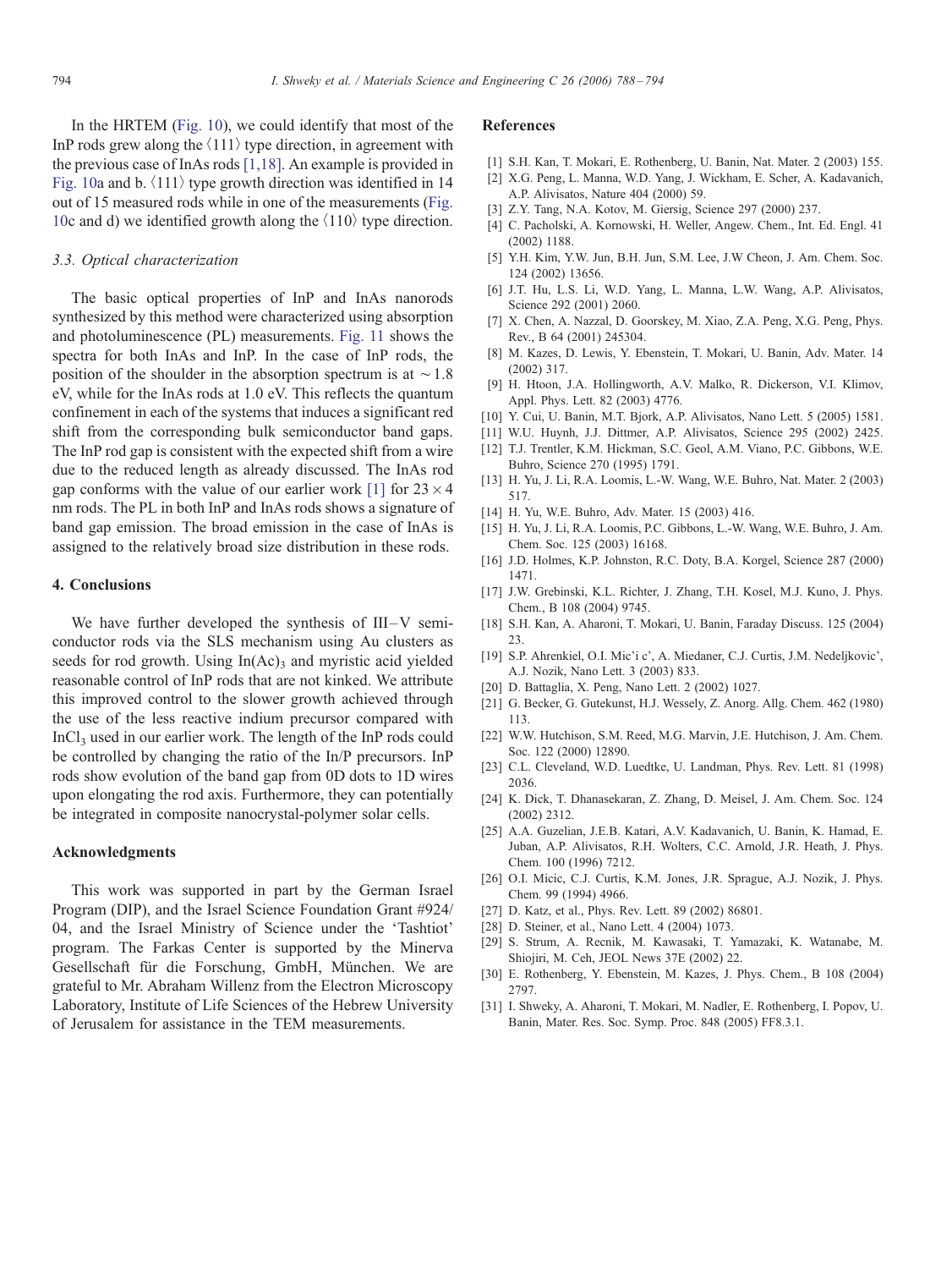In the HRTEM (Fig. 10), we could identify that most of the InP rods grew along the ⟨111⟩ type direction, in agreement with the previous case of InAs rods [1,18]. An example is provided in Fig. 10a and b. ⟨111⟩ type growth direction was identified in 14 out of 15 measured rods while in one of the measurements (Fig. 10c and d) we identified growth along the ⟨110⟩ type direction.

### 3.3. Optical characterization

The basic optical properties of InP and InAs nanorods synthesized by this method were characterized using absorption and photoluminescence (PL) measurements. Fig. 11 shows the spectra for both InAs and InP. In the case of InP rods, the position of the shoulder in the absorption spectrum is at ~1.8 eV, while for the InAs rods at 1.0 eV. This reflects the quantum confinement in each of the systems that induces a significant red shift from the corresponding bulk semiconductor band gaps. The InP rod gap is consistent with the expected shift from a wire due to the reduced length as already discussed. The InAs rod gap conforms with the value of our earlier work [1] for $23 \times 4$ nm rods. The PL in both InP and InAs rods shows a signature of band gap emission. The broad emission in the case of InAs is assigned to the relatively broad size distribution in these rods.

## 4. Conclusions

We have further developed the synthesis of III–V semiconductor rods via the SLS mechanism using Au clusters as seeds for rod growth. Using $In(Ac)_3$ and myristic acid yielded reasonable control of InP rods that are not kinked. We attribute this improved control to the slower growth achieved through the use of the less reactive indium precursor compared with $InCl_3$ used in our earlier work. The length of the InP rods could be controlled by changing the ratio of the In/P precursors. InP rods show evolution of the band gap from 0D dots to 1D wires upon elongating the rod axis. Furthermore, they can potentially be integrated in composite nanocrystal-polymer solar cells.

## Acknowledgments

This work was supported in part by the German Israel Program (DIP), and the Israel Science Foundation Grant #924/04, and the Israel Ministry of Science under the 'Tashtiot' program. The Farkas Center is supported by the Minerva Gesellschaft für die Forschung, GmbH, München. We are grateful to Mr. Abraham Willenz from the Electron Microscopy Laboratory, Institute of Life Sciences of the Hebrew University of Jerusalem for assistance in the TEM measurements.

## References

[1] S.H. Kan, T. Mokari, E. Rothenberg, U. Banin, Nat. Mater. 2 (2003) 155.

[2] X.G. Peng, L. Manna, W.D. Yang, J. Wickham, E. Scher, A. Kadavanich, A.P. Alivisatos, Nature 404 (2000) 59.

[3] Z.Y. Tang, N.A. Kotov, M. Giersig, Science 297 (2000) 237.

[4] C. Pacholski, A. Kornowski, H. Weller, Angew. Chem., Int. Ed. Engl. 41 (2002) 1188.

[5] Y.H. Kim, Y.W. Jun, B.H. Jun, S.M. Lee, J.W Cheon, J. Am. Chem. Soc. 124 (2002) 13656.

[6] J.T. Hu, L.S. Li, W.D. Yang, L. Manna, L.W. Wang, A.P. Alivisatos, Science 292 (2001) 2060.

[7] X. Chen, A. Nazzal, D. Goorskey, M. Xiao, Z.A. Peng, X.G. Peng, Phys. Rev., B 64 (2001) 245304.

[8] M. Kazes, D. Lewis, Y. Ebenstein, T. Mokari, U. Banin, Adv. Mater. 14 (2002) 317.

[9] H. Htoon, J.A. Hollingworth, A.V. Malko, R. Dickerson, V.I. Klimov, Appl. Phys. Lett. 82 (2003) 4776.

[10] Y. Cui, U. Banin, M.T. Bjork, A.P. Alivisatos, Nano Lett. 5 (2005) 1581.

[11] W.U. Huynh, J.J. Dittmer, A.P. Alivisatos, Science 295 (2002) 2425.

[12] T.J. Trentler, K.M. Hickman, S.C. Geol, A.M. Viano, P.C. Gibbons, W.E. Buhro, Science 270 (1995) 1791.

[13] H. Yu, J. Li, R.A. Loomis, L.-W. Wang, W.E. Buhro, Nat. Mater. 2 (2003) 517.

[14] H. Yu, W.E. Buhro, Adv. Mater. 15 (2003) 416.

[15] H. Yu, J. Li, R.A. Loomis, P.C. Gibbons, L.-W. Wang, W.E. Buhro, J. Am. Chem. Soc. 125 (2003) 16168.

[16] J.D. Holmes, K.P. Johnston, R.C. Doty, B.A. Korgel, Science 287 (2000) 1471.

[17] J.W. Grebinski, K.L. Richter, J. Zhang, T.H. Kosel, M.J. Kuno, J. Phys. Chem., B 108 (2004) 9745.

[18] S.H. Kan, A. Aharoni, T. Mokari, U. Banin, Faraday Discuss. 125 (2004) 23.

[19] S.P. Ahrenkiel, O.I. Mic'i c', A. Miedaner, C.J. Curtis, J.M. Nedeljkovic', A.J. Nozik, Nano Lett. 3 (2003) 833.

[20] D. Battaglia, X. Peng, Nano Lett. 2 (2002) 1027.

[21] G. Becker, G. Gutekunst, H.J. Wessely, Z. Anorg. Allg. Chem. 462 (1980) 113.

[22] W.W. Hutchison, S.M. Reed, M.G. Marvin, J.E. Hutchison, J. Am. Chem. Soc. 122 (2000) 12890.

[23] C.L. Cleveland, W.D. Luedtke, U. Landman, Phys. Rev. Lett. 81 (1998) 2036.

[24] K. Dick, T. Dhanasekaran, Z. Zhang, D. Meisel, J. Am. Chem. Soc. 124 (2002) 2312.

[25] A.A. Guzelian, J.E.B. Katari, A.V. Kadavanich, U. Banin, K. Hamad, E. Juban, A.P. Alivisatos, R.H. Wolters, C.C. Arnold, J.R. Heath, J. Phys. Chem. 100 (1996) 7212.

[26] O.I. Micic, C.J. Curtis, K.M. Jones, J.R. Sprague, A.J. Nozik, J. Phys. Chem. 99 (1994) 4966.

[27] D. Katz, et al., Phys. Rev. Lett. 89 (2002) 86801.

[28] D. Steiner, et al., Nano Lett. 4 (2004) 1073.

[29] S. Strum, A. Recnik, M. Kawasaki, T. Yamazaki, K. Watanabe, M. Shiojiri, M. Ceh, JEOL News 37E (2002) 22.

[30] E. Rothenberg, Y. Ebenstein, M. Kazes, J. Phys. Chem., B 108 (2004) 2797.

[31] I. Shweky, A. Aharoni, T. Mokari, M. Nadler, E. Rothenberg, I. Popov, U. Banin, Mater. Res. Soc. Symp. Proc. 848 (2005) FF8.3.1.